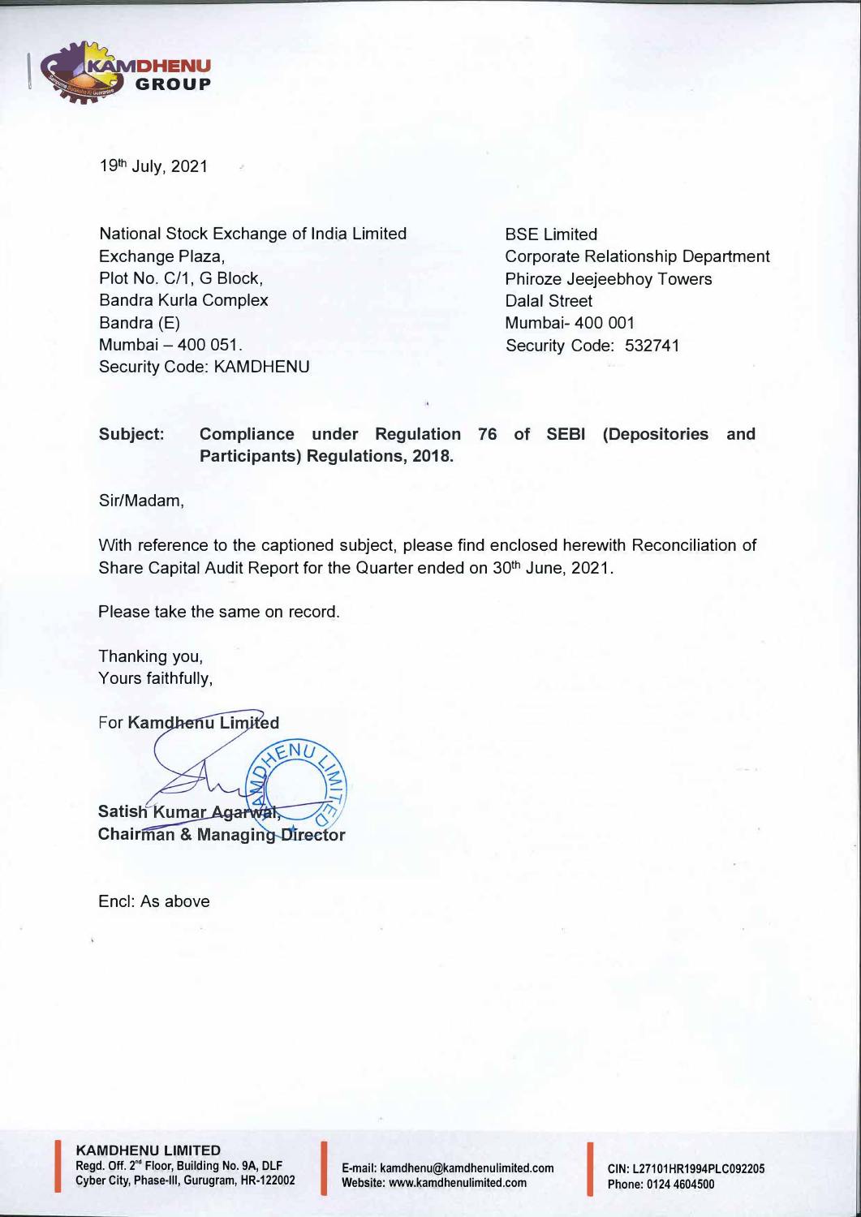19th July, 2021

National Stock Exchange of India Limited
Exchange Plaza,
Plot No. C/1, G Block,
Bandra Kurla Complex
Bandra (E)
Mumbai – 400 051.
Security Code: KAMDHENU

BSE Limited
Corporate Relationship Department
Phiroze Jeejeebhoy Towers
Dalal Street
Mumbai- 400 001
Security Code: 532741

**Subject: Compliance under Regulation 76 of SEBI (Depositories and Participants) Regulations, 2018.**

Sir/Madam,

With reference to the captioned subject, please find enclosed herewith Reconciliation of Share Capital Audit Report for the Quarter ended on 30th June, 2021.

Please take the same on record.

Thanking you,
Yours faithfully,

For **Kamdhenu Limited**

**Satish Kumar Agarwal,**
**Chairman & Managing Director**

Encl: As above

**KAMDHENU LIMITED**
Regd. Off. 2nd Floor, Building No. 9A, DLF Cyber City, Phase-III, Gurugram, HR-122002

E-mail: kamdhenu@kamdhenulimited.com
Website: www.kamdhenulimited.com

CIN: L27101HR1994PLC092205
Phone: 0124 4604500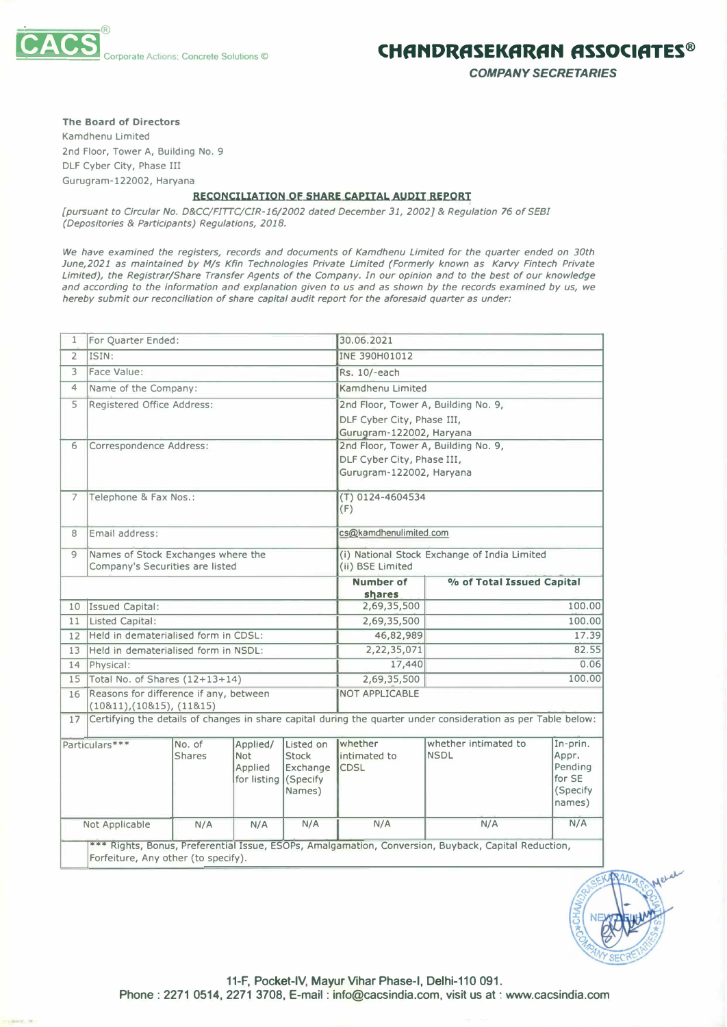**The Board of Directors**
Kamdhenu Limited
2nd Floor, Tower A, Building No. 9
DLF Cyber City, Phase III
Gurugram-122002, Haryana

**RECONCILIATION OF SHARE CAPITAL AUDIT REPORT**

*[pursuant to Circular No. D&CC/FITTC/CIR-16/2002 dated December 31, 2002] & Regulation 76 of SEBI (Depositories & Participants) Regulations, 2018.*

*We have examined the registers, records and documents of Kamdhenu Limited for the quarter ended on 30th June,2021 as maintained by M/s Kfin Technologies Private Limited (Formerly known as Karvy Fintech Private Limited), the Registrar/Share Transfer Agents of the Company. In our opinion and to the best of our knowledge and according to the information and explanation given to us and as shown by the records examined by us, we hereby submit our reconciliation of share capital audit report for the aforesaid quarter as under:*

| | | | |
|---|---|---|---|
| 1 | For Quarter Ended: | 30.06.2021 | |
| 2 | ISIN: | INE 390H01012 | |
| 3 | Face Value: | Rs. 10/-each | |
| 4 | Name of the Company: | Kamdhenu Limited | |
| 5 | Registered Office Address: | 2nd Floor, Tower A, Building No. 9, DLF Cyber City, Phase III, Gurugram-122002, Haryana | |
| 6 | Correspondence Address: | 2nd Floor, Tower A, Building No. 9, DLF Cyber City, Phase III, Gurugram-122002, Haryana | |
| 7 | Telephone & Fax Nos.: | (T) 0124-4604534 (F) | |
| 8 | Email address: | cs@kamdhenulimited.com | |
| 9 | Names of Stock Exchanges where the Company's Securities are listed | (i) National Stock Exchange of India Limited (ii) BSE Limited | |
| | | **Number of shares** | **% of Total Issued Capital** |
| 10 | Issued Capital: | 2,69,35,500 | 100.00 |
| 11 | Listed Capital: | 2,69,35,500 | 100.00 |
| 12 | Held in dematerialised form in CDSL: | 46,82,989 | 17.39 |
| 13 | Held in dematerialised form in NSDL: | 2,22,35,071 | 82.55 |
| 14 | Physical: | 17,440 | 0.06 |
| 15 | Total No. of Shares (12+13+14) | 2,69,35,500 | 100.00 |
| 16 | Reasons for difference if any, between (10&11),(10&15), (11&15) | NOT APPLICABLE | |
| 17 | Certifying the details of changes in share capital during the quarter under consideration as per Table below: | | |

| Particulars*** | No. of Shares | Applied/ Not Applied for listing | Listed on Stock Exchange (Specify Names) | whether intimated to CDSL | whether intimated to NSDL | In-prin. Appr. Pending for SE (Specify names) |
|---|---|---|---|---|---|---|
| Not Applicable | N/A | N/A | N/A | N/A | N/A | N/A |

*** Rights, Bonus, Preferential Issue, ESOPs, Amalgamation, Conversion, Buyback, Capital Reduction, Forfeiture, Any other (to specify).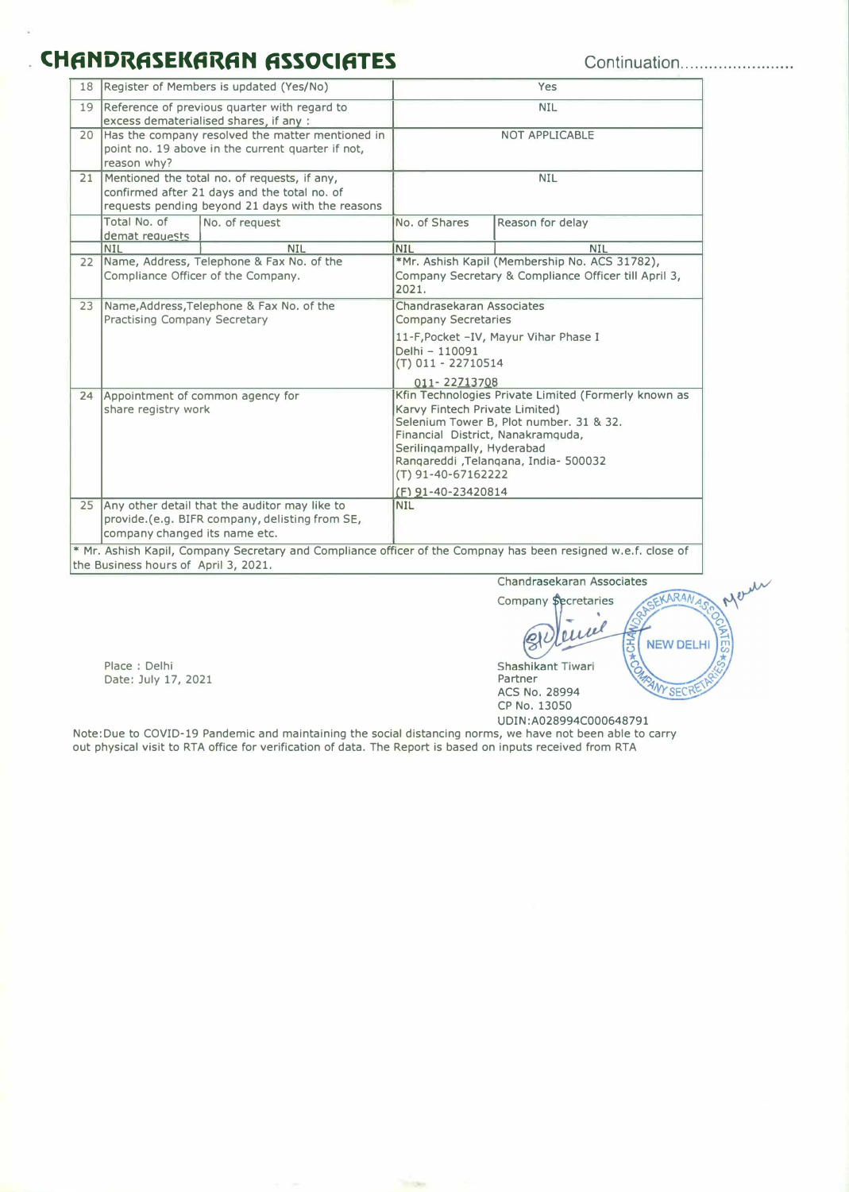# CHANDRASEKARAN ASSOCIATES

Continuation........................

| | | | | |
|---|---|---|---|---|
| 18 | Register of Members is updated (Yes/No) | | Yes | |
| 19 | Reference of previous quarter with regard to excess dematerialised shares, if any : | | NIL | |
| 20 | Has the company resolved the matter mentioned in point no. 19 above in the current quarter if not, reason why? | | NOT APPLICABLE | |
| 21 | Mentioned the total no. of requests, if any, confirmed after 21 days and the total no. of requests pending beyond 21 days with the reasons | | NIL | |
| | Total No. of demat requests | No. of request | No. of Shares | Reason for delay |
| | NIL | NIL | NIL | NIL |
| 22 | Name, Address, Telephone & Fax No. of the Compliance Officer of the Company. | | *Mr. Ashish Kapil (Membership No. ACS 31782), Company Secretary & Compliance Officer till April 3, 2021. | |
| 23 | Name,Address,Telephone & Fax No. of the Practising Company Secretary | | Chandrasekaran Associates<br>Company Secretaries<br>11-F,Pocket –IV, Mayur Vihar Phase I<br>Delhi – 110091<br>(T) 011 - 22710514<br>011- 22713708 | |
| 24 | Appointment of common agency for share registry work | | Kfin Technologies Private Limited (Formerly known as Karvy Fintech Private Limited)<br>Selenium Tower B, Plot number. 31 & 32.<br>Financial District, Nanakramguda,<br>Serilingampally, Hyderabad<br>Rangareddi ,Telangana, India- 500032<br>(T) 91-40-67162222<br>(F) 91-40-23420814 | |
| 25 | Any other detail that the auditor may like to provide.(e.g. BIFR company, delisting from SE, company changed its name etc. | | NIL | |

* Mr. Ashish Kapil, Company Secretary and Compliance officer of the Compnay has been resigned w.e.f. close of the Business hours of April 3, 2021.

Chandrasekaran Associates
Company Secretaries

Place : Delhi
Date: July 17, 2021

Shashikant Tiwari
Partner
ACS No. 28994
CP No. 13050
UDIN:A028994C000648791

Note:Due to COVID-19 Pandemic and maintaining the social distancing norms, we have not been able to carry out physical visit to RTA office for verification of data. The Report is based on inputs received from RTA